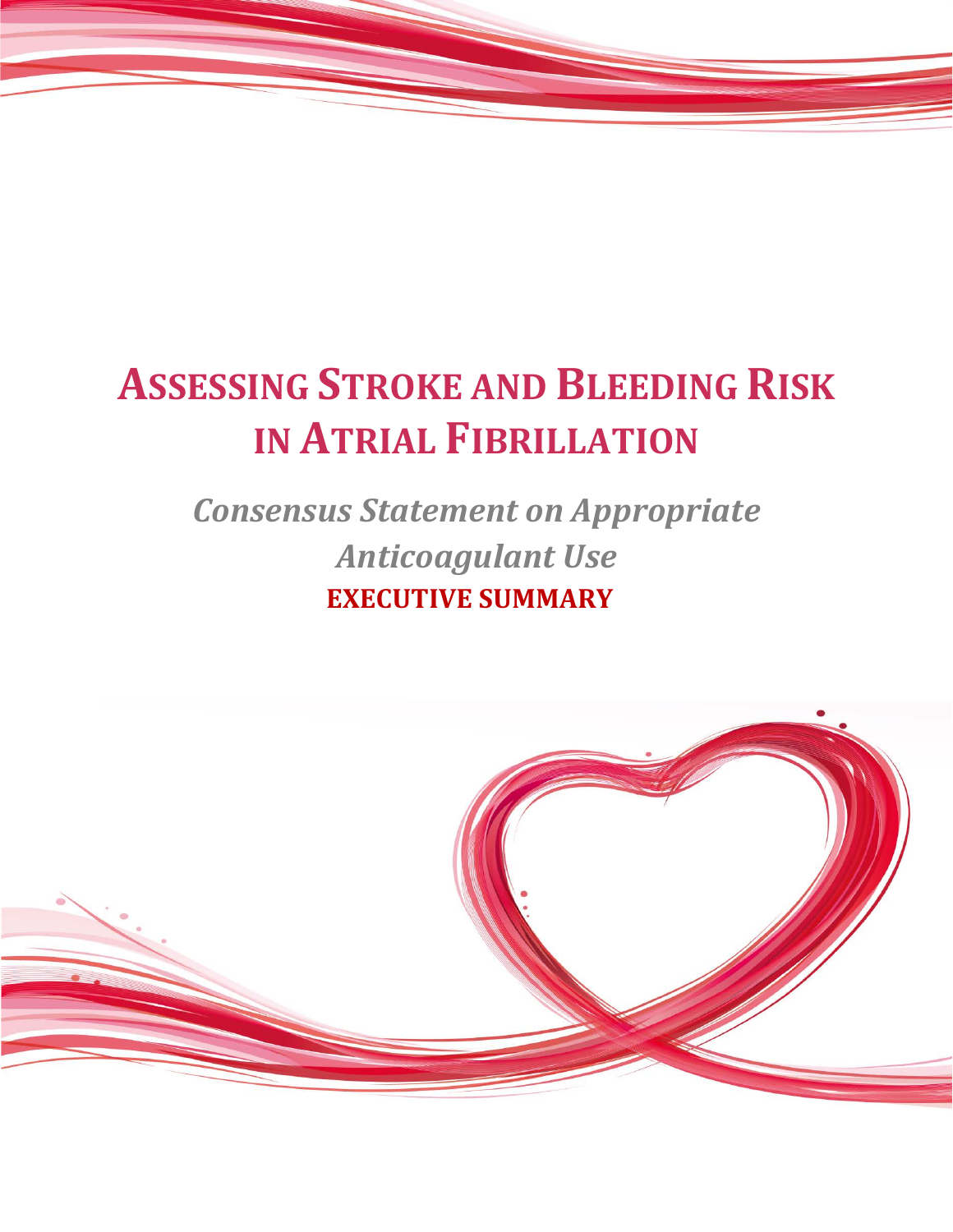# Assessing Stroke and Bleeding Risk in Atrial Fibrillation

## *Consensus Statement on Appropriate Anticoagulant Use*

**EXECUTIVE SUMMARY**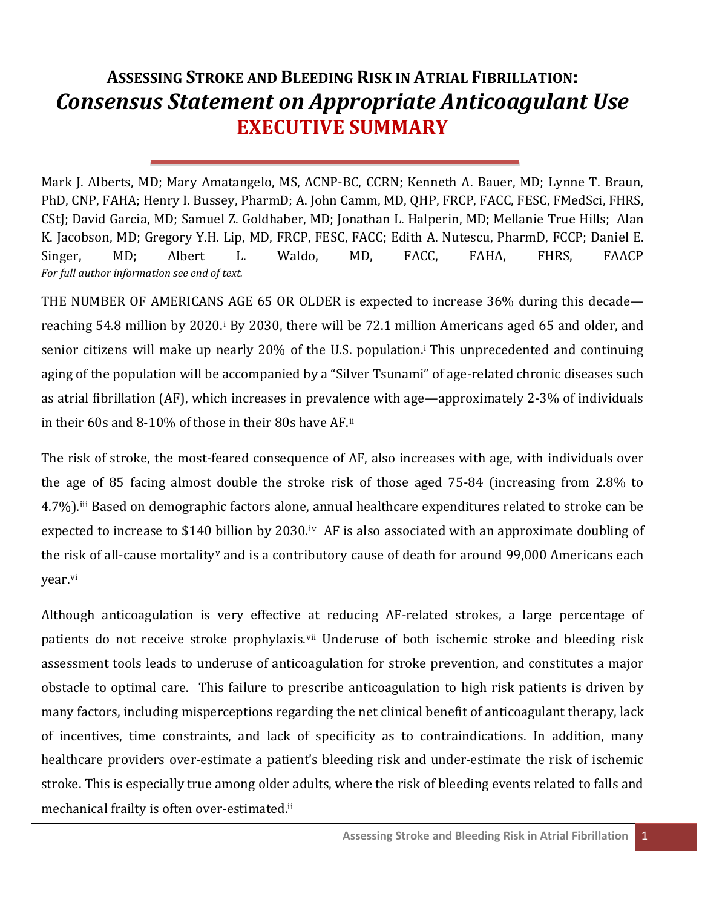# ASSESSING STROKE AND BLEEDING RISK IN ATRIAL FIBRILLATION:

## *Consensus Statement on Appropriate Anticoagulant Use*

## EXECUTIVE SUMMARY

Mark J. Alberts, MD; Mary Amatangelo, MS, ACNP-BC, CCRN; Kenneth A. Bauer, MD; Lynne T. Braun, PhD, CNP, FAHA; Henry I. Bussey, PharmD; A. John Camm, MD, QHP, FRCP, FACC, FESC, FMedSci, FHRS, CStJ; David Garcia, MD; Samuel Z. Goldhaber, MD; Jonathan L. Halperin, MD; Mellanie True Hills; Alan K. Jacobson, MD; Gregory Y.H. Lip, MD, FRCP, FESC, FACC; Edith A. Nutescu, PharmD, FCCP; Daniel E. Singer, MD; Albert L. Waldo, MD, FACC, FAHA, FHRS, FAACP

*For full author information see end of text.*

THE NUMBER OF AMERICANS AGE 65 OR OLDER is expected to increase 36% during this decade—reaching 54.8 million by 2020.[i] By 2030, there will be 72.1 million Americans aged 65 and older, and senior citizens will make up nearly 20% of the U.S. population.[i] This unprecedented and continuing aging of the population will be accompanied by a "Silver Tsunami" of age-related chronic diseases such as atrial fibrillation (AF), which increases in prevalence with age—approximately 2-3% of individuals in their 60s and 8-10% of those in their 80s have AF.[ii]

The risk of stroke, the most-feared consequence of AF, also increases with age, with individuals over the age of 85 facing almost double the stroke risk of those aged 75-84 (increasing from 2.8% to 4.7%).[iii] Based on demographic factors alone, annual healthcare expenditures related to stroke can be expected to increase to $140 billion by 2030.[iv] AF is also associated with an approximate doubling of the risk of all-cause mortality[v] and is a contributory cause of death for around 99,000 Americans each year.[vi]

Although anticoagulation is very effective at reducing AF-related strokes, a large percentage of patients do not receive stroke prophylaxis.[vii] Underuse of both ischemic stroke and bleeding risk assessment tools leads to underuse of anticoagulation for stroke prevention, and constitutes a major obstacle to optimal care. This failure to prescribe anticoagulation to high risk patients is driven by many factors, including misperceptions regarding the net clinical benefit of anticoagulant therapy, lack of incentives, time constraints, and lack of specificity as to contraindications. In addition, many healthcare providers over-estimate a patient's bleeding risk and under-estimate the risk of ischemic stroke. This is especially true among older adults, where the risk of bleeding events related to falls and mechanical frailty is often over-estimated.[ii]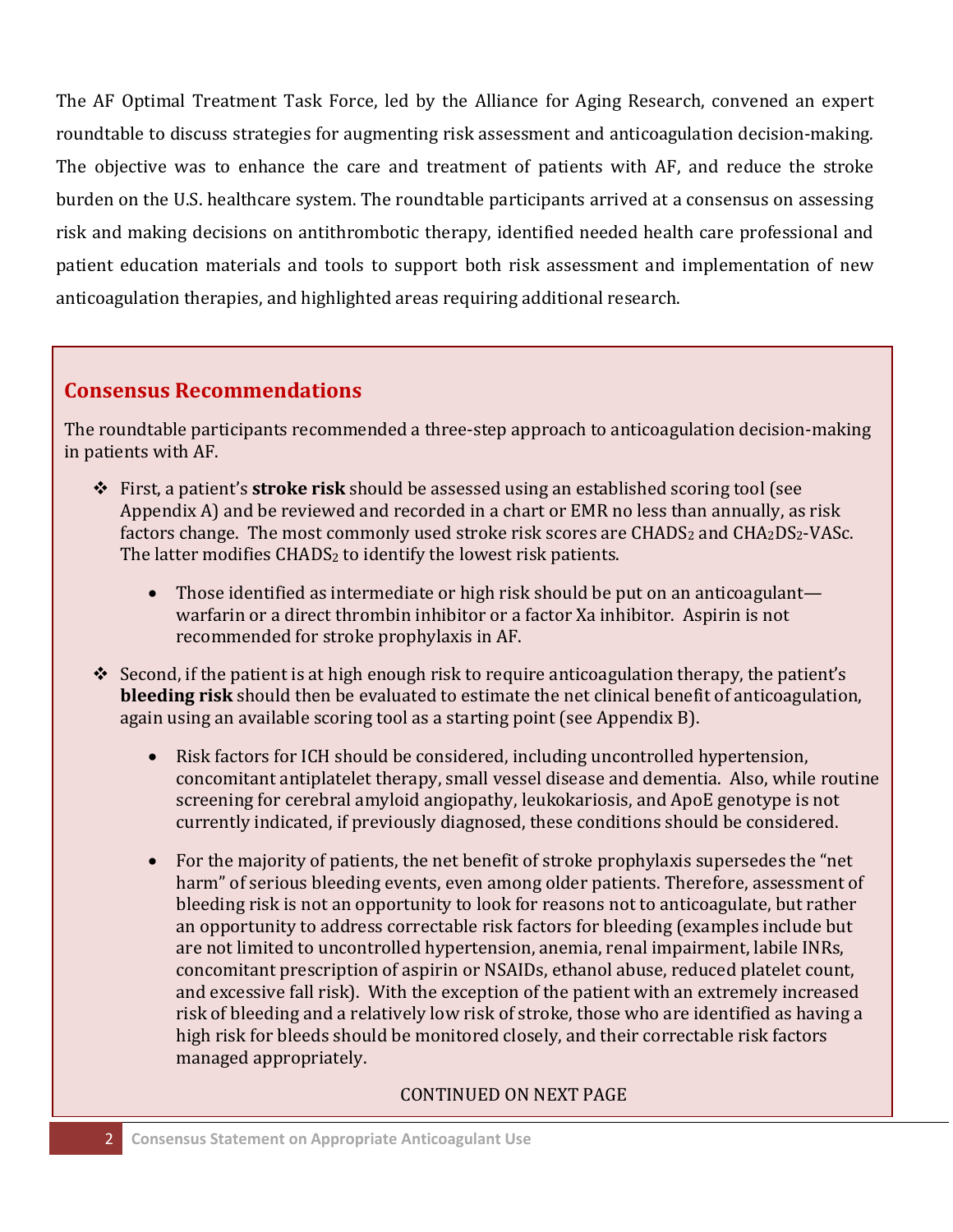The AF Optimal Treatment Task Force, led by the Alliance for Aging Research, convened an expert roundtable to discuss strategies for augmenting risk assessment and anticoagulation decision-making. The objective was to enhance the care and treatment of patients with AF, and reduce the stroke burden on the U.S. healthcare system. The roundtable participants arrived at a consensus on assessing risk and making decisions on antithrombotic therapy, identified needed health care professional and patient education materials and tools to support both risk assessment and implementation of new anticoagulation therapies, and highlighted areas requiring additional research.

## Consensus Recommendations

The roundtable participants recommended a three-step approach to anticoagulation decision-making in patients with AF.

- First, a patient's **stroke risk** should be assessed using an established scoring tool (see Appendix A) and be reviewed and recorded in a chart or EMR no less than annually, as risk factors change. The most commonly used stroke risk scores are $CHADS_2$ and $CHA_2DS_2$-VASc. The latter modifies $CHADS_2$ to identify the lowest risk patients.
  - Those identified as intermediate or high risk should be put on an anticoagulant—warfarin or a direct thrombin inhibitor or a factor Xa inhibitor. Aspirin is not recommended for stroke prophylaxis in AF.
- Second, if the patient is at high enough risk to require anticoagulation therapy, the patient's **bleeding risk** should then be evaluated to estimate the net clinical benefit of anticoagulation, again using an available scoring tool as a starting point (see Appendix B).
  - Risk factors for ICH should be considered, including uncontrolled hypertension, concomitant antiplatelet therapy, small vessel disease and dementia. Also, while routine screening for cerebral amyloid angiopathy, leukokariosis, and ApoE genotype is not currently indicated, if previously diagnosed, these conditions should be considered.
  - For the majority of patients, the net benefit of stroke prophylaxis supersedes the "net harm" of serious bleeding events, even among older patients. Therefore, assessment of bleeding risk is not an opportunity to look for reasons not to anticoagulate, but rather an opportunity to address correctable risk factors for bleeding (examples include but are not limited to uncontrolled hypertension, anemia, renal impairment, labile INRs, concomitant prescription of aspirin or NSAIDs, ethanol abuse, reduced platelet count, and excessive fall risk). With the exception of the patient with an extremely increased risk of bleeding and a relatively low risk of stroke, those who are identified as having a high risk for bleeds should be monitored closely, and their correctable risk factors managed appropriately.

CONTINUED ON NEXT PAGE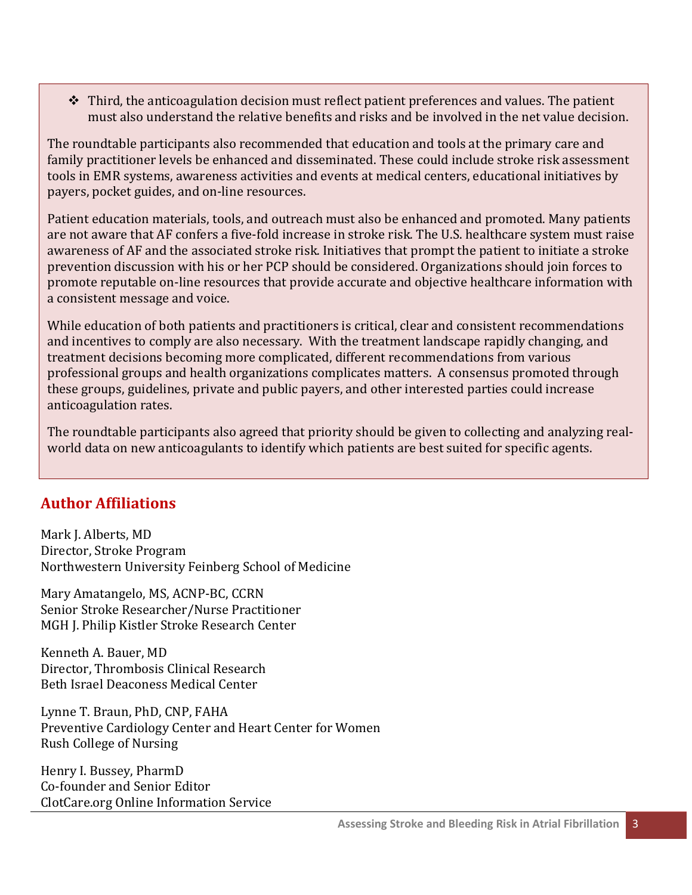- Third, the anticoagulation decision must reflect patient preferences and values. The patient must also understand the relative benefits and risks and be involved in the net value decision.

The roundtable participants also recommended that education and tools at the primary care and family practitioner levels be enhanced and disseminated. These could include stroke risk assessment tools in EMR systems, awareness activities and events at medical centers, educational initiatives by payers, pocket guides, and on-line resources.

Patient education materials, tools, and outreach must also be enhanced and promoted. Many patients are not aware that AF confers a five-fold increase in stroke risk. The U.S. healthcare system must raise awareness of AF and the associated stroke risk. Initiatives that prompt the patient to initiate a stroke prevention discussion with his or her PCP should be considered. Organizations should join forces to promote reputable on-line resources that provide accurate and objective healthcare information with a consistent message and voice.

While education of both patients and practitioners is critical, clear and consistent recommendations and incentives to comply are also necessary. With the treatment landscape rapidly changing, and treatment decisions becoming more complicated, different recommendations from various professional groups and health organizations complicates matters. A consensus promoted through these groups, guidelines, private and public payers, and other interested parties could increase anticoagulation rates.

The roundtable participants also agreed that priority should be given to collecting and analyzing real-world data on new anticoagulants to identify which patients are best suited for specific agents.

## Author Affiliations

Mark J. Alberts, MD
Director, Stroke Program
Northwestern University Feinberg School of Medicine

Mary Amatangelo, MS, ACNP-BC, CCRN
Senior Stroke Researcher/Nurse Practitioner
MGH J. Philip Kistler Stroke Research Center

Kenneth A. Bauer, MD
Director, Thrombosis Clinical Research
Beth Israel Deaconess Medical Center

Lynne T. Braun, PhD, CNP, FAHA
Preventive Cardiology Center and Heart Center for Women
Rush College of Nursing

Henry I. Bussey, PharmD
Co-founder and Senior Editor
ClotCare.org Online Information Service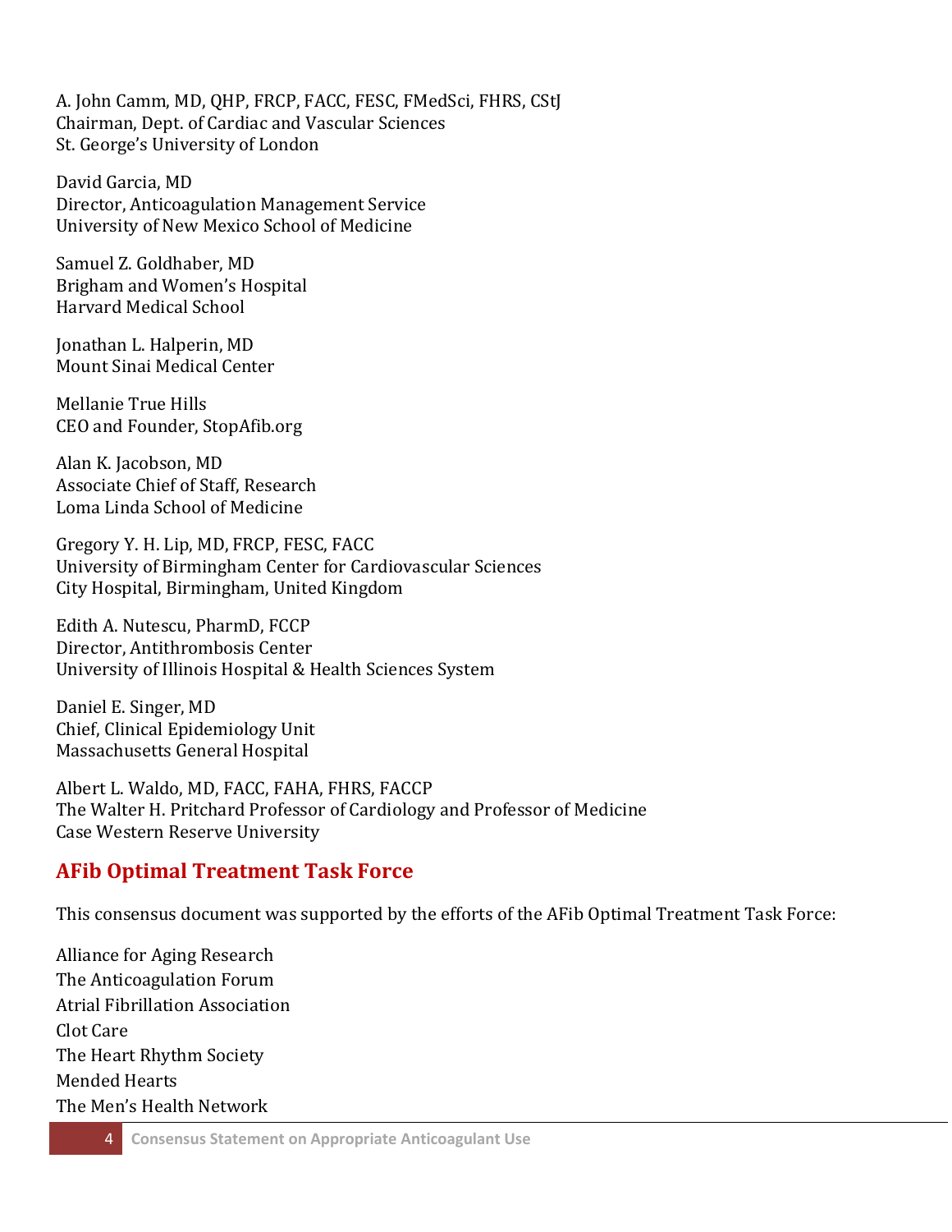A. John Camm, MD, QHP, FRCP, FACC, FESC, FMedSci, FHRS, CStJ
Chairman, Dept. of Cardiac and Vascular Sciences
St. George's University of London

David Garcia, MD
Director, Anticoagulation Management Service
University of New Mexico School of Medicine

Samuel Z. Goldhaber, MD
Brigham and Women's Hospital
Harvard Medical School

Jonathan L. Halperin, MD
Mount Sinai Medical Center

Mellanie True Hills
CEO and Founder, StopAfib.org

Alan K. Jacobson, MD
Associate Chief of Staff, Research
Loma Linda School of Medicine

Gregory Y. H. Lip, MD, FRCP, FESC, FACC
University of Birmingham Center for Cardiovascular Sciences
City Hospital, Birmingham, United Kingdom

Edith A. Nutescu, PharmD, FCCP
Director, Antithrombosis Center
University of Illinois Hospital & Health Sciences System

Daniel E. Singer, MD
Chief, Clinical Epidemiology Unit
Massachusetts General Hospital

Albert L. Waldo, MD, FACC, FAHA, FHRS, FACCP
The Walter H. Pritchard Professor of Cardiology and Professor of Medicine
Case Western Reserve University

## AFib Optimal Treatment Task Force

This consensus document was supported by the efforts of the AFib Optimal Treatment Task Force:

Alliance for Aging Research
The Anticoagulation Forum
Atrial Fibrillation Association
Clot Care
The Heart Rhythm Society
Mended Hearts
The Men's Health Network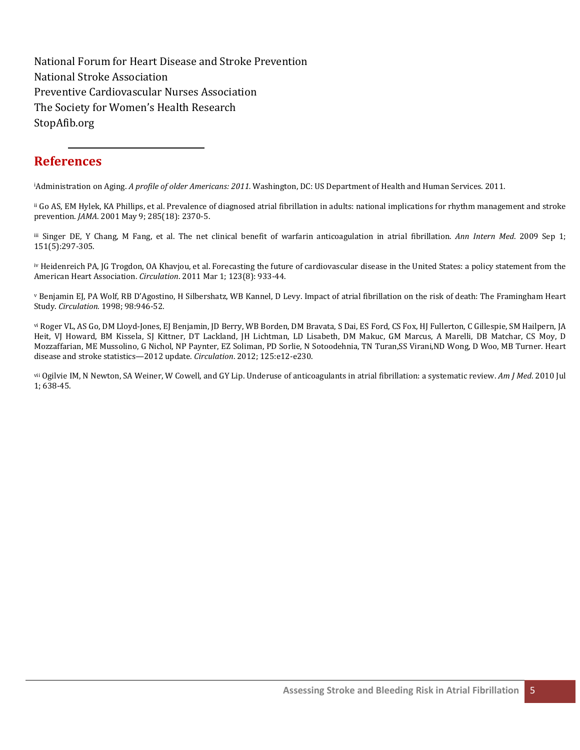National Forum for Heart Disease and Stroke Prevention
National Stroke Association
Preventive Cardiovascular Nurses Association
The Society for Women's Health Research
StopAfib.org

## References

[i] Administration on Aging. *A profile of older Americans: 2011.* Washington, DC: US Department of Health and Human Services. 2011.

[ii] Go AS, EM Hylek, KA Phillips, et al. Prevalence of diagnosed atrial fibrillation in adults: national implications for rhythm management and stroke prevention. *JAMA*. 2001 May 9; 285(18): 2370-5.

[iii] Singer DE, Y Chang, M Fang, et al. The net clinical benefit of warfarin anticoagulation in atrial fibrillation. *Ann Intern Med*. 2009 Sep 1; 151(5):297-305.

[iv] Heidenreich PA, JG Trogdon, OA Khavjou, et al. Forecasting the future of cardiovascular disease in the United States: a policy statement from the American Heart Association. *Circulation*. 2011 Mar 1; 123(8): 933-44.

[v] Benjamin EJ, PA Wolf, RB D'Agostino, H Silbershatz, WB Kannel, D Levy. Impact of atrial fibrillation on the risk of death: The Framingham Heart Study. *Circulation.* 1998; 98:946-52.

[vi] Roger VL, AS Go, DM Lloyd-Jones, EJ Benjamin, JD Berry, WB Borden, DM Bravata, S Dai, ES Ford, CS Fox, HJ Fullerton, C Gillespie, SM Hailpern, JA Heit, VJ Howard, BM Kissela, SJ Kittner, DT Lackland, JH Lichtman, LD Lisabeth, DM Makuc, GM Marcus, A Marelli, DB Matchar, CS Moy, D Mozzaffarian, ME Mussolino, G Nichol, NP Paynter, EZ Soliman, PD Sorlie, N Sotoodehnia, TN Turan,SS Virani,ND Wong, D Woo, MB Turner. Heart disease and stroke statistics—2012 update. *Circulation*. 2012; 125:e12-e230.

[vii] Ogilvie IM, N Newton, SA Weiner, W Cowell, and GY Lip. Underuse of anticoagulants in atrial fibrillation: a systematic review. *Am J Med*. 2010 Jul 1; 638-45.